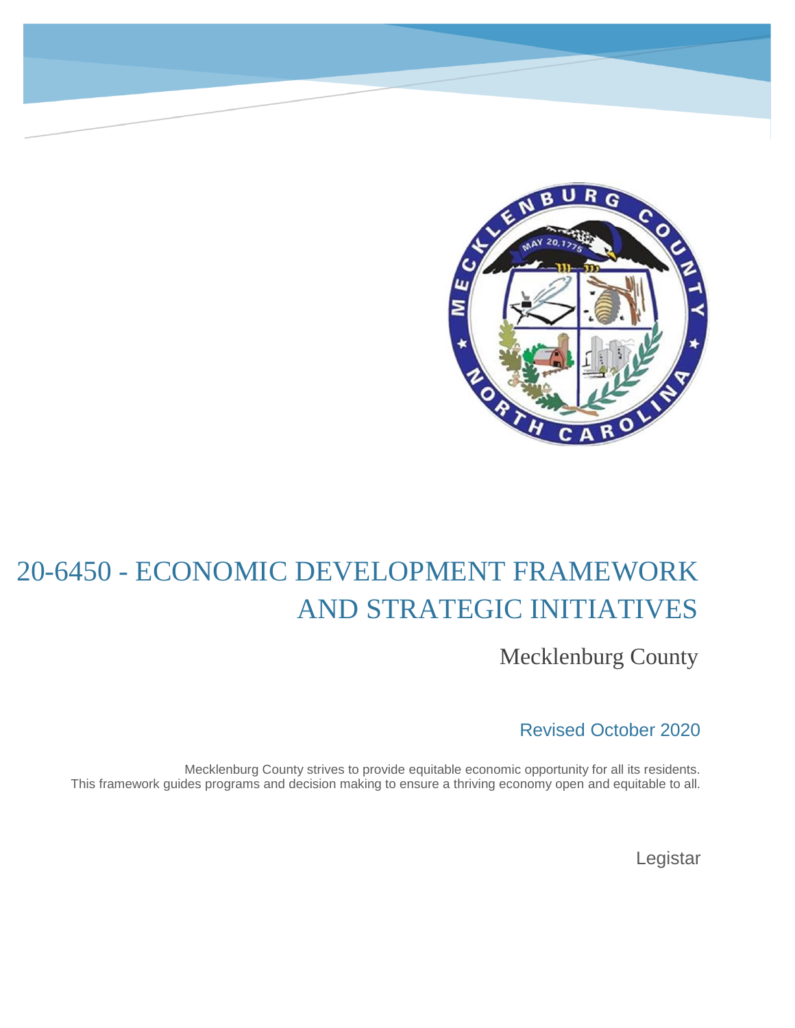# 20-6450 - ECONOMIC DEVELOPMENT FRAMEWORK AND STRATEGIC INITIATIVES

Mecklenburg County

Revised October 2020

Mecklenburg County strives to provide equitable economic opportunity for all its residents. This framework guides programs and decision making to ensure a thriving economy open and equitable to all.

Legistar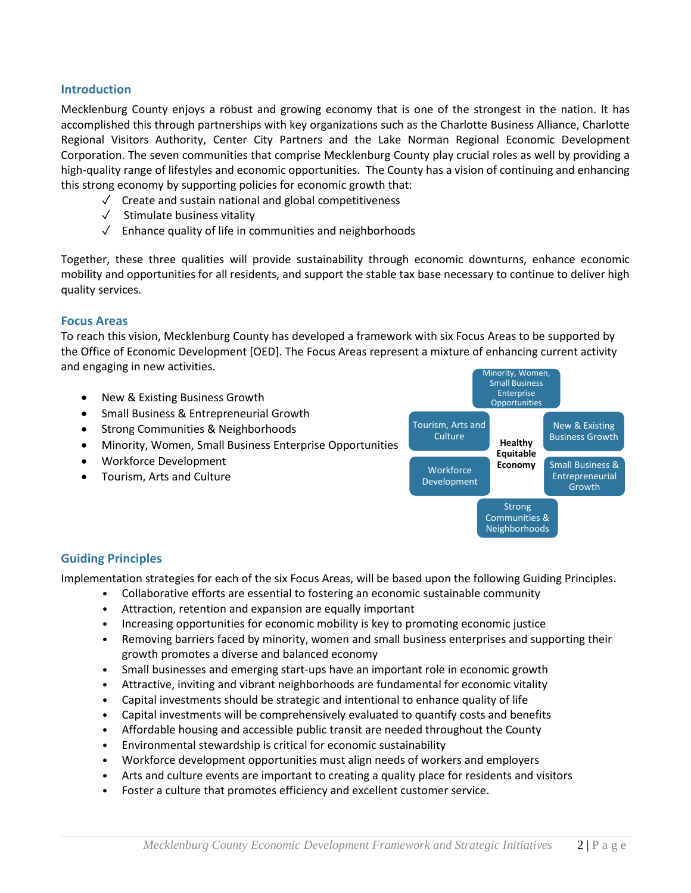## Introduction

Mecklenburg County enjoys a robust and growing economy that is one of the strongest in the nation. It has accomplished this through partnerships with key organizations such as the Charlotte Business Alliance, Charlotte Regional Visitors Authority, Center City Partners and the Lake Norman Regional Economic Development Corporation. The seven communities that comprise Mecklenburg County play crucial roles as well by providing a high-quality range of lifestyles and economic opportunities. The County has a vision of continuing and enhancing this strong economy by supporting policies for economic growth that:

- ✓ Create and sustain national and global competitiveness
- ✓ Stimulate business vitality
- ✓ Enhance quality of life in communities and neighborhoods

Together, these three qualities will provide sustainability through economic downturns, enhance economic mobility and opportunities for all residents, and support the stable tax base necessary to continue to deliver high quality services.

## Focus Areas

To reach this vision, Mecklenburg County has developed a framework with six Focus Areas to be supported by the Office of Economic Development [OED]. The Focus Areas represent a mixture of enhancing current activity and engaging in new activities.

- New & Existing Business Growth
- Small Business & Entrepreneurial Growth
- Strong Communities & Neighborhoods
- Minority, Women, Small Business Enterprise Opportunities
- Workforce Development
- Tourism, Arts and Culture

Minority, Women, Small Business Enterprise Opportunities

Tourism, Arts and Culture

New & Existing Business Growth

**Healthy Equitable Economy**

Workforce Development

Small Business & Entrepreneurial Growth

Strong Communities & Neighborhoods

## Guiding Principles

Implementation strategies for each of the six Focus Areas, will be based upon the following Guiding Principles.

- Collaborative efforts are essential to fostering an economic sustainable community
- Attraction, retention and expansion are equally important
- Increasing opportunities for economic mobility is key to promoting economic justice
- Removing barriers faced by minority, women and small business enterprises and supporting their growth promotes a diverse and balanced economy
- Small businesses and emerging start-ups have an important role in economic growth
- Attractive, inviting and vibrant neighborhoods are fundamental for economic vitality
- Capital investments should be strategic and intentional to enhance quality of life
- Capital investments will be comprehensively evaluated to quantify costs and benefits
- Affordable housing and accessible public transit are needed throughout the County
- Environmental stewardship is critical for economic sustainability
- Workforce development opportunities must align needs of workers and employers
- Arts and culture events are important to creating a quality place for residents and visitors
- Foster a culture that promotes efficiency and excellent customer service.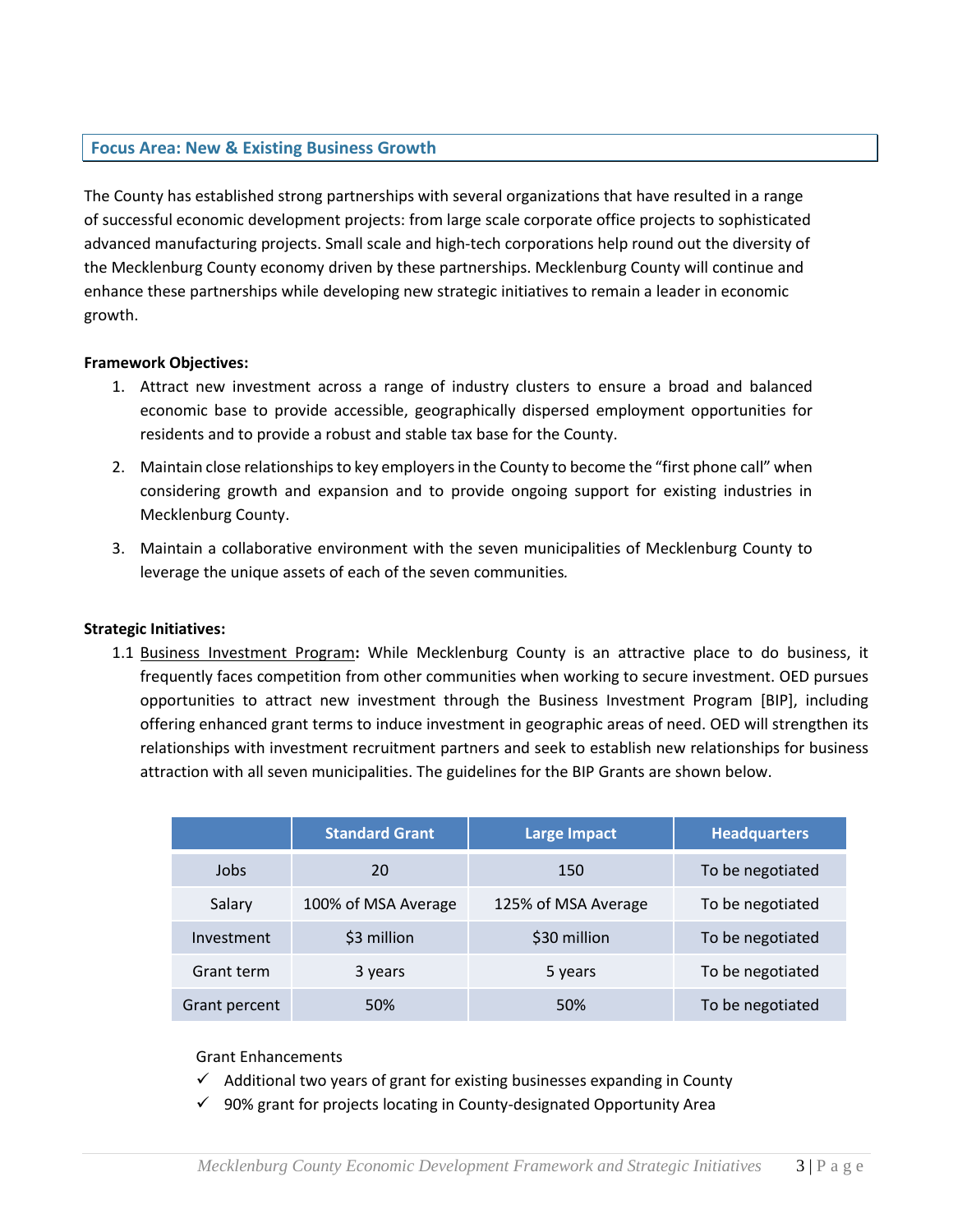## Focus Area: New & Existing Business Growth

The County has established strong partnerships with several organizations that have resulted in a range of successful economic development projects: from large scale corporate office projects to sophisticated advanced manufacturing projects. Small scale and high-tech corporations help round out the diversity of the Mecklenburg County economy driven by these partnerships. Mecklenburg County will continue and enhance these partnerships while developing new strategic initiatives to remain a leader in economic growth.

**Framework Objectives:**

1. Attract new investment across a range of industry clusters to ensure a broad and balanced economic base to provide accessible, geographically dispersed employment opportunities for residents and to provide a robust and stable tax base for the County.
2. Maintain close relationships to key employers in the County to become the "first phone call" when considering growth and expansion and to provide ongoing support for existing industries in Mecklenburg County.
3. Maintain a collaborative environment with the seven municipalities of Mecklenburg County to leverage the unique assets of each of the seven communities.

**Strategic Initiatives:**

1.1 Business Investment Program**:** While Mecklenburg County is an attractive place to do business, it frequently faces competition from other communities when working to secure investment. OED pursues opportunities to attract new investment through the Business Investment Program [BIP], including offering enhanced grant terms to induce investment in geographic areas of need. OED will strengthen its relationships with investment recruitment partners and seek to establish new relationships for business attraction with all seven municipalities. The guidelines for the BIP Grants are shown below.

| | Standard Grant | Large Impact | Headquarters |
|---|---|---|---|
| Jobs | 20 | 150 | To be negotiated |
| Salary | 100% of MSA Average | 125% of MSA Average | To be negotiated |
| Investment | $3 million | $30 million | To be negotiated |
| Grant term | 3 years | 5 years | To be negotiated |
| Grant percent | 50% | 50% | To be negotiated |

Grant Enhancements

- ✓ Additional two years of grant for existing businesses expanding in County
- ✓ 90% grant for projects locating in County-designated Opportunity Area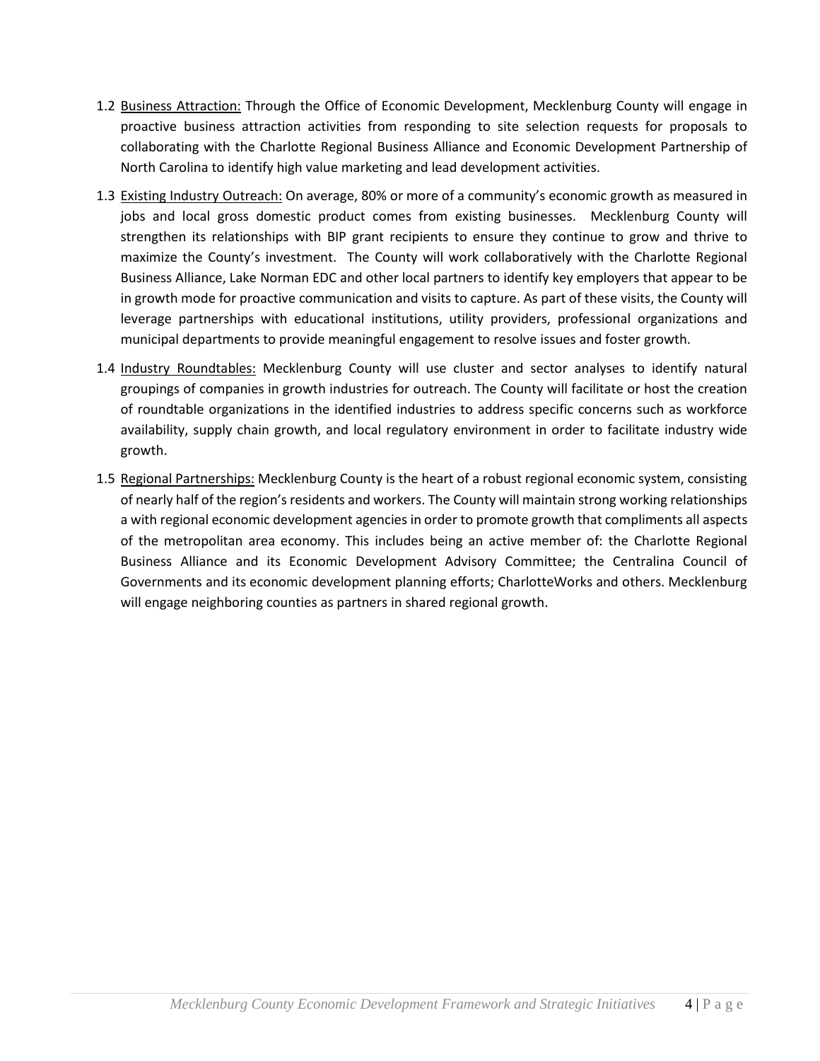1.2 <u>Business Attraction:</u> Through the Office of Economic Development, Mecklenburg County will engage in proactive business attraction activities from responding to site selection requests for proposals to collaborating with the Charlotte Regional Business Alliance and Economic Development Partnership of North Carolina to identify high value marketing and lead development activities.

1.3 <u>Existing Industry Outreach:</u> On average, 80% or more of a community's economic growth as measured in jobs and local gross domestic product comes from existing businesses. Mecklenburg County will strengthen its relationships with BIP grant recipients to ensure they continue to grow and thrive to maximize the County's investment. The County will work collaboratively with the Charlotte Regional Business Alliance, Lake Norman EDC and other local partners to identify key employers that appear to be in growth mode for proactive communication and visits to capture. As part of these visits, the County will leverage partnerships with educational institutions, utility providers, professional organizations and municipal departments to provide meaningful engagement to resolve issues and foster growth.

1.4 <u>Industry Roundtables:</u> Mecklenburg County will use cluster and sector analyses to identify natural groupings of companies in growth industries for outreach. The County will facilitate or host the creation of roundtable organizations in the identified industries to address specific concerns such as workforce availability, supply chain growth, and local regulatory environment in order to facilitate industry wide growth.

1.5 <u>Regional Partnerships:</u> Mecklenburg County is the heart of a robust regional economic system, consisting of nearly half of the region's residents and workers. The County will maintain strong working relationships a with regional economic development agencies in order to promote growth that compliments all aspects of the metropolitan area economy. This includes being an active member of: the Charlotte Regional Business Alliance and its Economic Development Advisory Committee; the Centralina Council of Governments and its economic development planning efforts; CharlotteWorks and others. Mecklenburg will engage neighboring counties as partners in shared regional growth.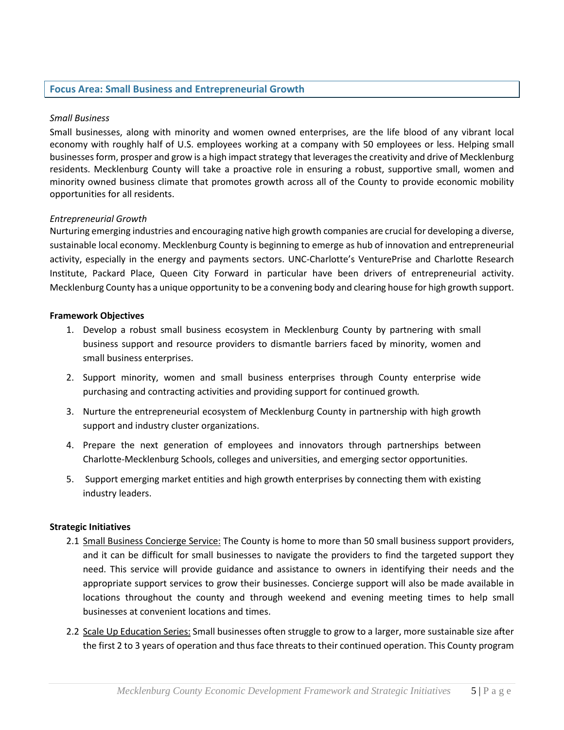## Focus Area: Small Business and Entrepreneurial Growth

*Small Business*

Small businesses, along with minority and women owned enterprises, are the life blood of any vibrant local economy with roughly half of U.S. employees working at a company with 50 employees or less. Helping small businesses form, prosper and grow is a high impact strategy that leverages the creativity and drive of Mecklenburg residents. Mecklenburg County will take a proactive role in ensuring a robust, supportive small, women and minority owned business climate that promotes growth across all of the County to provide economic mobility opportunities for all residents.

*Entrepreneurial Growth*

Nurturing emerging industries and encouraging native high growth companies are crucial for developing a diverse, sustainable local economy. Mecklenburg County is beginning to emerge as hub of innovation and entrepreneurial activity, especially in the energy and payments sectors. UNC-Charlotte's VenturePrise and Charlotte Research Institute, Packard Place, Queen City Forward in particular have been drivers of entrepreneurial activity. Mecklenburg County has a unique opportunity to be a convening body and clearing house for high growth support.

**Framework Objectives**

1. Develop a robust small business ecosystem in Mecklenburg County by partnering with small business support and resource providers to dismantle barriers faced by minority, women and small business enterprises.
2. Support minority, women and small business enterprises through County enterprise wide purchasing and contracting activities and providing support for continued growth.
3. Nurture the entrepreneurial ecosystem of Mecklenburg County in partnership with high growth support and industry cluster organizations.
4. Prepare the next generation of employees and innovators through partnerships between Charlotte-Mecklenburg Schools, colleges and universities, and emerging sector opportunities.
5. Support emerging market entities and high growth enterprises by connecting them with existing industry leaders.

**Strategic Initiatives**

2.1 Small Business Concierge Service: The County is home to more than 50 small business support providers, and it can be difficult for small businesses to navigate the providers to find the targeted support they need. This service will provide guidance and assistance to owners in identifying their needs and the appropriate support services to grow their businesses. Concierge support will also be made available in locations throughout the county and through weekend and evening meeting times to help small businesses at convenient locations and times.

2.2 Scale Up Education Series: Small businesses often struggle to grow to a larger, more sustainable size after the first 2 to 3 years of operation and thus face threats to their continued operation. This County program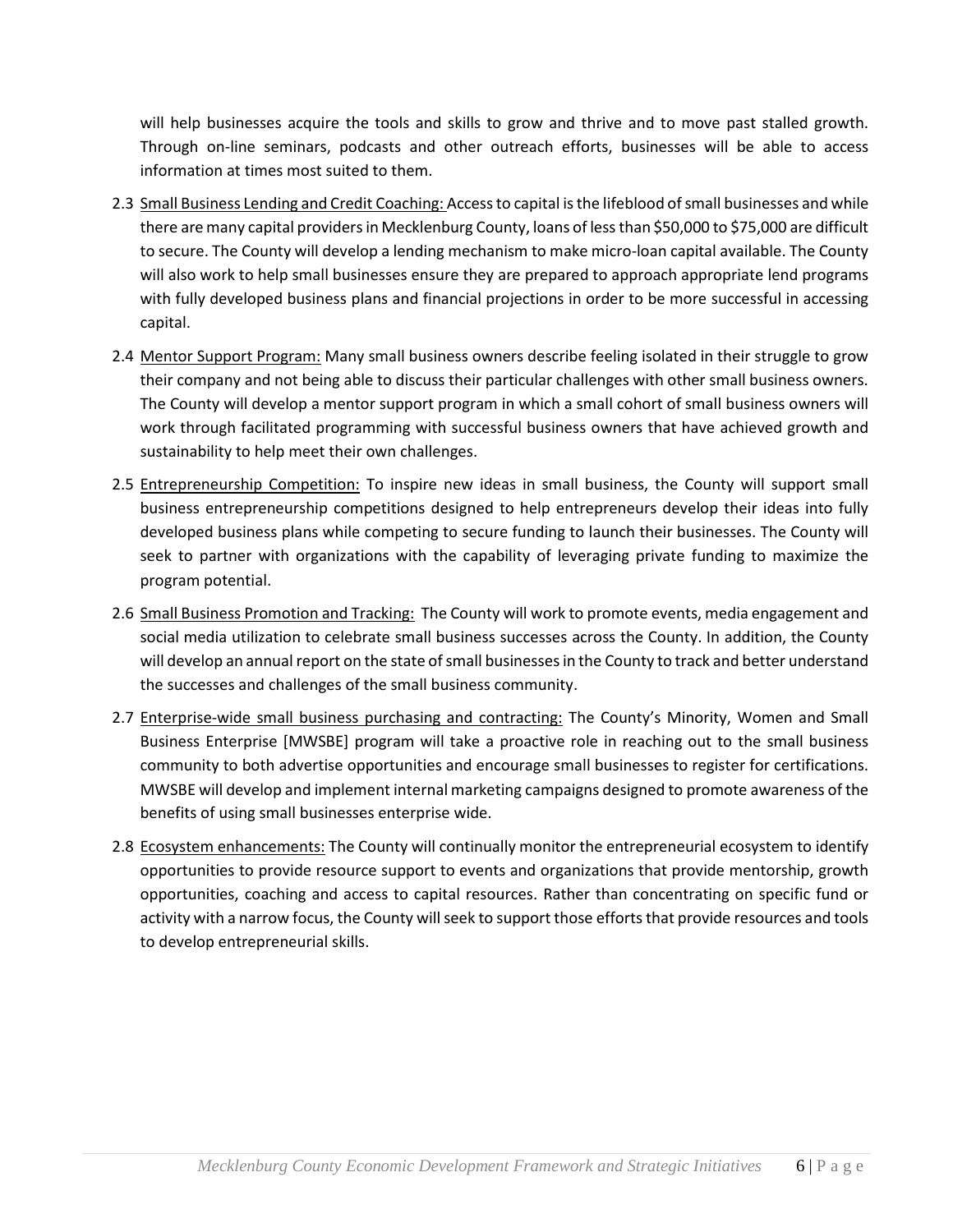will help businesses acquire the tools and skills to grow and thrive and to move past stalled growth. Through on-line seminars, podcasts and other outreach efforts, businesses will be able to access information at times most suited to them.

2.3 <u>Small Business Lending and Credit Coaching:</u> Access to capital is the lifeblood of small businesses and while there are many capital providers in Mecklenburg County, loans of less than $50,000 to $75,000 are difficult to secure. The County will develop a lending mechanism to make micro-loan capital available. The County will also work to help small businesses ensure they are prepared to approach appropriate lend programs with fully developed business plans and financial projections in order to be more successful in accessing capital.

2.4 <u>Mentor Support Program:</u> Many small business owners describe feeling isolated in their struggle to grow their company and not being able to discuss their particular challenges with other small business owners. The County will develop a mentor support program in which a small cohort of small business owners will work through facilitated programming with successful business owners that have achieved growth and sustainability to help meet their own challenges.

2.5 <u>Entrepreneurship Competition:</u> To inspire new ideas in small business, the County will support small business entrepreneurship competitions designed to help entrepreneurs develop their ideas into fully developed business plans while competing to secure funding to launch their businesses. The County will seek to partner with organizations with the capability of leveraging private funding to maximize the program potential.

2.6 <u>Small Business Promotion and Tracking:</u> The County will work to promote events, media engagement and social media utilization to celebrate small business successes across the County. In addition, the County will develop an annual report on the state of small businesses in the County to track and better understand the successes and challenges of the small business community.

2.7 <u>Enterprise-wide small business purchasing and contracting:</u> The County's Minority, Women and Small Business Enterprise [MWSBE] program will take a proactive role in reaching out to the small business community to both advertise opportunities and encourage small businesses to register for certifications. MWSBE will develop and implement internal marketing campaigns designed to promote awareness of the benefits of using small businesses enterprise wide.

2.8 <u>Ecosystem enhancements:</u> The County will continually monitor the entrepreneurial ecosystem to identify opportunities to provide resource support to events and organizations that provide mentorship, growth opportunities, coaching and access to capital resources. Rather than concentrating on specific fund or activity with a narrow focus, the County will seek to support those efforts that provide resources and tools to develop entrepreneurial skills.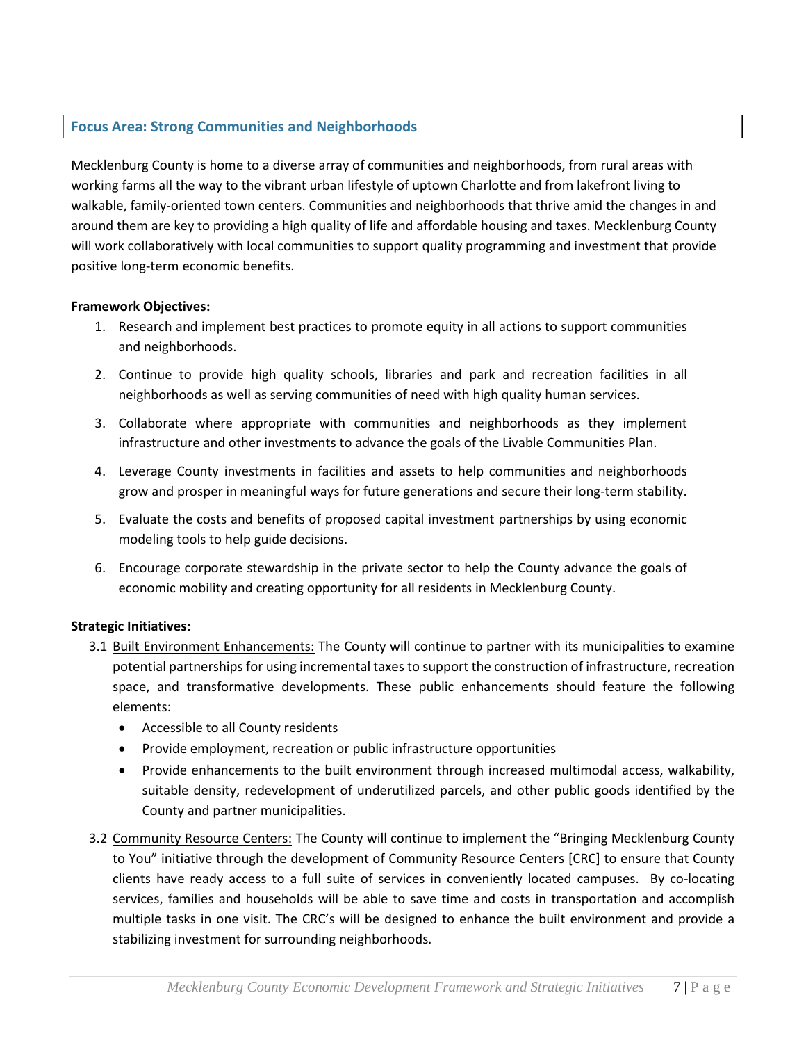## Focus Area: Strong Communities and Neighborhoods

Mecklenburg County is home to a diverse array of communities and neighborhoods, from rural areas with working farms all the way to the vibrant urban lifestyle of uptown Charlotte and from lakefront living to walkable, family-oriented town centers. Communities and neighborhoods that thrive amid the changes in and around them are key to providing a high quality of life and affordable housing and taxes. Mecklenburg County will work collaboratively with local communities to support quality programming and investment that provide positive long-term economic benefits.

**Framework Objectives:**

1. Research and implement best practices to promote equity in all actions to support communities and neighborhoods.
2. Continue to provide high quality schools, libraries and park and recreation facilities in all neighborhoods as well as serving communities of need with high quality human services.
3. Collaborate where appropriate with communities and neighborhoods as they implement infrastructure and other investments to advance the goals of the Livable Communities Plan.
4. Leverage County investments in facilities and assets to help communities and neighborhoods grow and prosper in meaningful ways for future generations and secure their long-term stability.
5. Evaluate the costs and benefits of proposed capital investment partnerships by using economic modeling tools to help guide decisions.
6. Encourage corporate stewardship in the private sector to help the County advance the goals of economic mobility and creating opportunity for all residents in Mecklenburg County.

**Strategic Initiatives:**

3.1 <u>Built Environment Enhancements:</u> The County will continue to partner with its municipalities to examine potential partnerships for using incremental taxes to support the construction of infrastructure, recreation space, and transformative developments. These public enhancements should feature the following elements:

- Accessible to all County residents
- Provide employment, recreation or public infrastructure opportunities
- Provide enhancements to the built environment through increased multimodal access, walkability, suitable density, redevelopment of underutilized parcels, and other public goods identified by the County and partner municipalities.

3.2 <u>Community Resource Centers:</u> The County will continue to implement the "Bringing Mecklenburg County to You" initiative through the development of Community Resource Centers [CRC] to ensure that County clients have ready access to a full suite of services in conveniently located campuses. By co-locating services, families and households will be able to save time and costs in transportation and accomplish multiple tasks in one visit. The CRC's will be designed to enhance the built environment and provide a stabilizing investment for surrounding neighborhoods.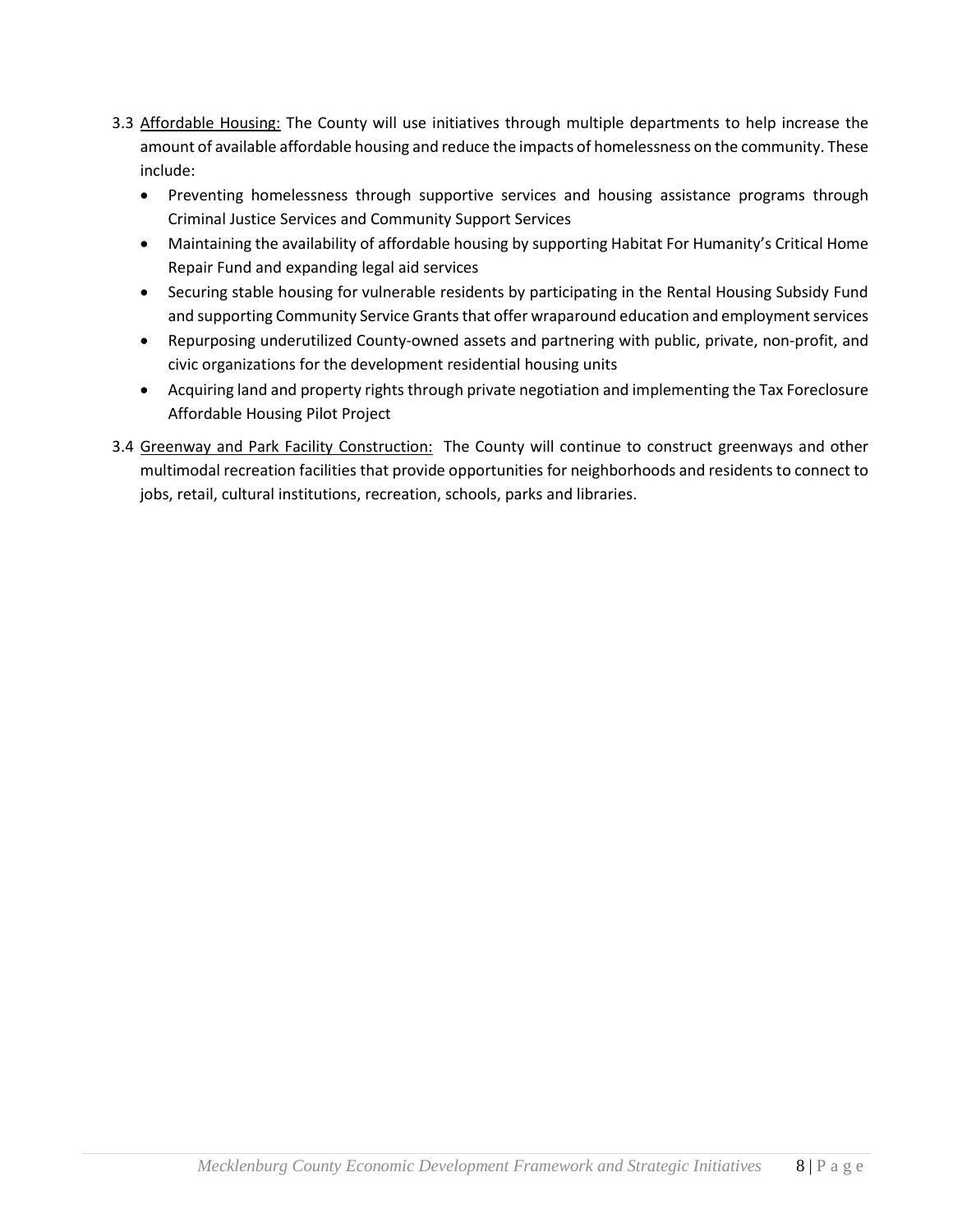3.3 <u>Affordable Housing:</u> The County will use initiatives through multiple departments to help increase the amount of available affordable housing and reduce the impacts of homelessness on the community. These include:

- Preventing homelessness through supportive services and housing assistance programs through Criminal Justice Services and Community Support Services
- Maintaining the availability of affordable housing by supporting Habitat For Humanity's Critical Home Repair Fund and expanding legal aid services
- Securing stable housing for vulnerable residents by participating in the Rental Housing Subsidy Fund and supporting Community Service Grants that offer wraparound education and employment services
- Repurposing underutilized County-owned assets and partnering with public, private, non-profit, and civic organizations for the development residential housing units
- Acquiring land and property rights through private negotiation and implementing the Tax Foreclosure Affordable Housing Pilot Project

3.4 <u>Greenway and Park Facility Construction:</u> The County will continue to construct greenways and other multimodal recreation facilities that provide opportunities for neighborhoods and residents to connect to jobs, retail, cultural institutions, recreation, schools, parks and libraries.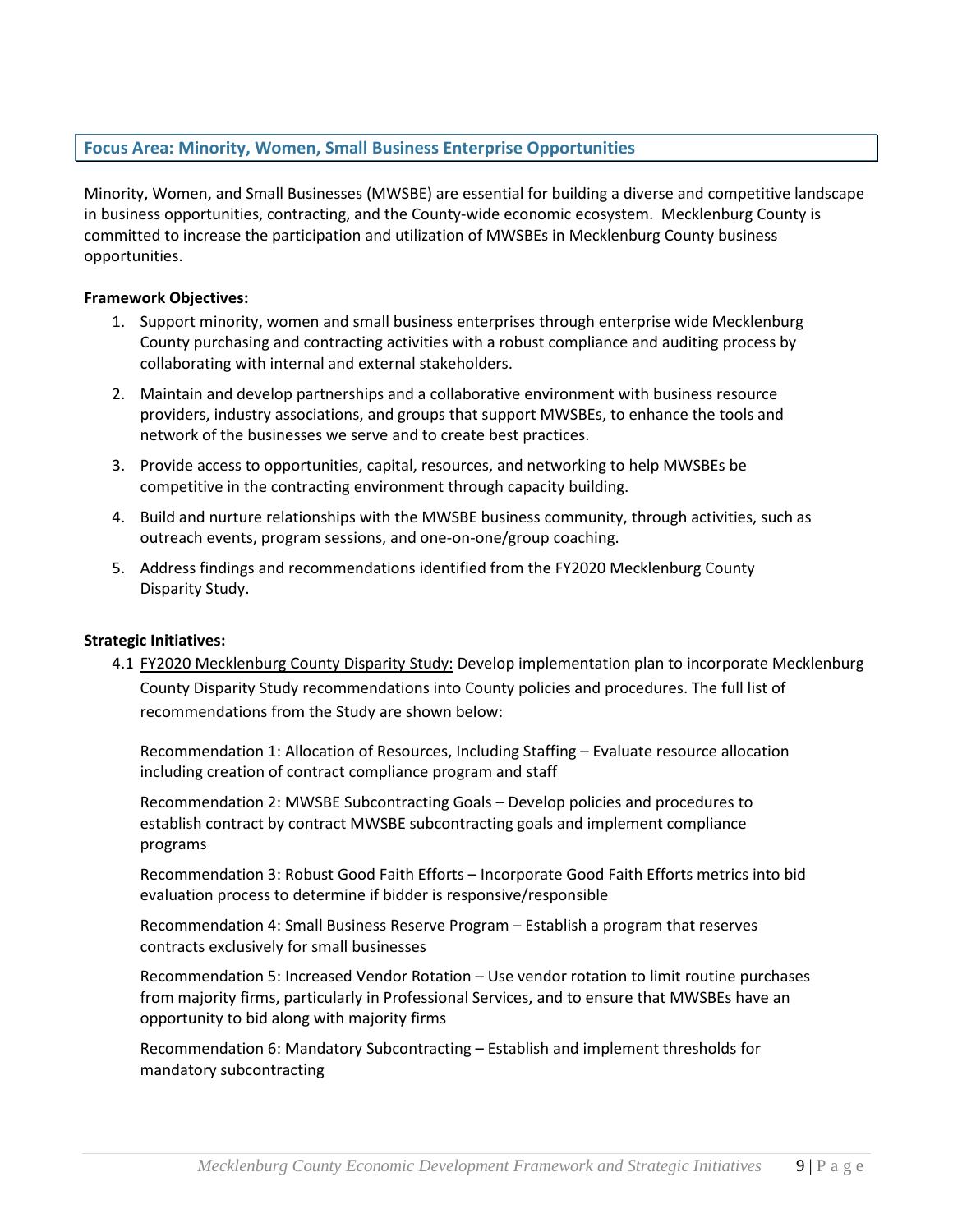## Focus Area: Minority, Women, Small Business Enterprise Opportunities

Minority, Women, and Small Businesses (MWSBE) are essential for building a diverse and competitive landscape in business opportunities, contracting, and the County-wide economic ecosystem. Mecklenburg County is committed to increase the participation and utilization of MWSBEs in Mecklenburg County business opportunities.

**Framework Objectives:**

1. Support minority, women and small business enterprises through enterprise wide Mecklenburg County purchasing and contracting activities with a robust compliance and auditing process by collaborating with internal and external stakeholders.
2. Maintain and develop partnerships and a collaborative environment with business resource providers, industry associations, and groups that support MWSBEs, to enhance the tools and network of the businesses we serve and to create best practices.
3. Provide access to opportunities, capital, resources, and networking to help MWSBEs be competitive in the contracting environment through capacity building.
4. Build and nurture relationships with the MWSBE business community, through activities, such as outreach events, program sessions, and one-on-one/group coaching.
5. Address findings and recommendations identified from the FY2020 Mecklenburg County Disparity Study.

**Strategic Initiatives:**

4.1 <u>FY2020 Mecklenburg County Disparity Study:</u> Develop implementation plan to incorporate Mecklenburg County Disparity Study recommendations into County policies and procedures. The full list of recommendations from the Study are shown below:

Recommendation 1: Allocation of Resources, Including Staffing – Evaluate resource allocation including creation of contract compliance program and staff

Recommendation 2: MWSBE Subcontracting Goals – Develop policies and procedures to establish contract by contract MWSBE subcontracting goals and implement compliance programs

Recommendation 3: Robust Good Faith Efforts – Incorporate Good Faith Efforts metrics into bid evaluation process to determine if bidder is responsive/responsible

Recommendation 4: Small Business Reserve Program – Establish a program that reserves contracts exclusively for small businesses

Recommendation 5: Increased Vendor Rotation – Use vendor rotation to limit routine purchases from majority firms, particularly in Professional Services, and to ensure that MWSBEs have an opportunity to bid along with majority firms

Recommendation 6: Mandatory Subcontracting – Establish and implement thresholds for mandatory subcontracting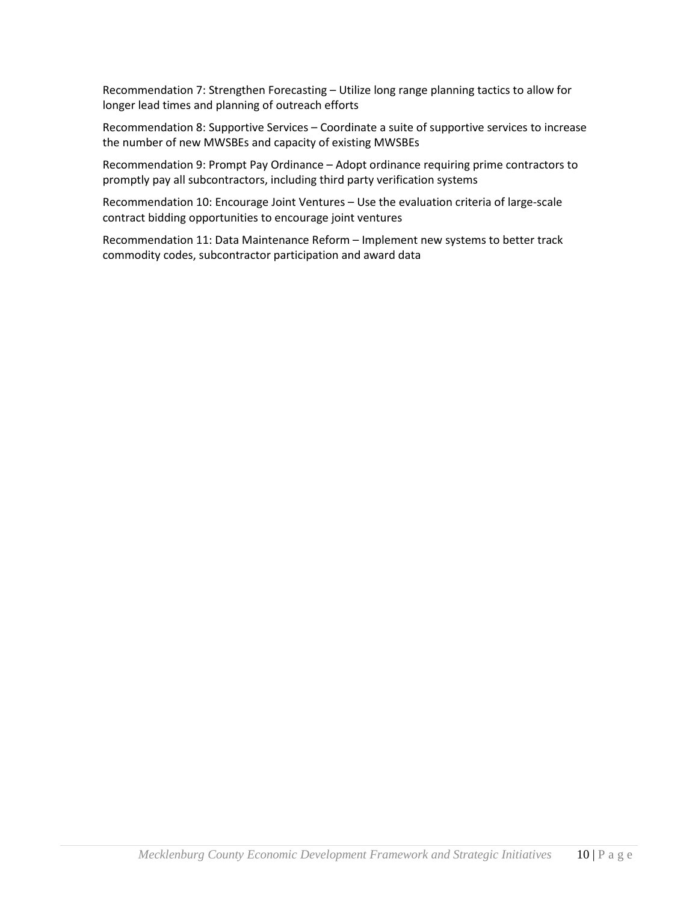Recommendation 7: Strengthen Forecasting – Utilize long range planning tactics to allow for longer lead times and planning of outreach efforts

Recommendation 8: Supportive Services – Coordinate a suite of supportive services to increase the number of new MWSBEs and capacity of existing MWSBEs

Recommendation 9: Prompt Pay Ordinance – Adopt ordinance requiring prime contractors to promptly pay all subcontractors, including third party verification systems

Recommendation 10: Encourage Joint Ventures – Use the evaluation criteria of large-scale contract bidding opportunities to encourage joint ventures

Recommendation 11: Data Maintenance Reform – Implement new systems to better track commodity codes, subcontractor participation and award data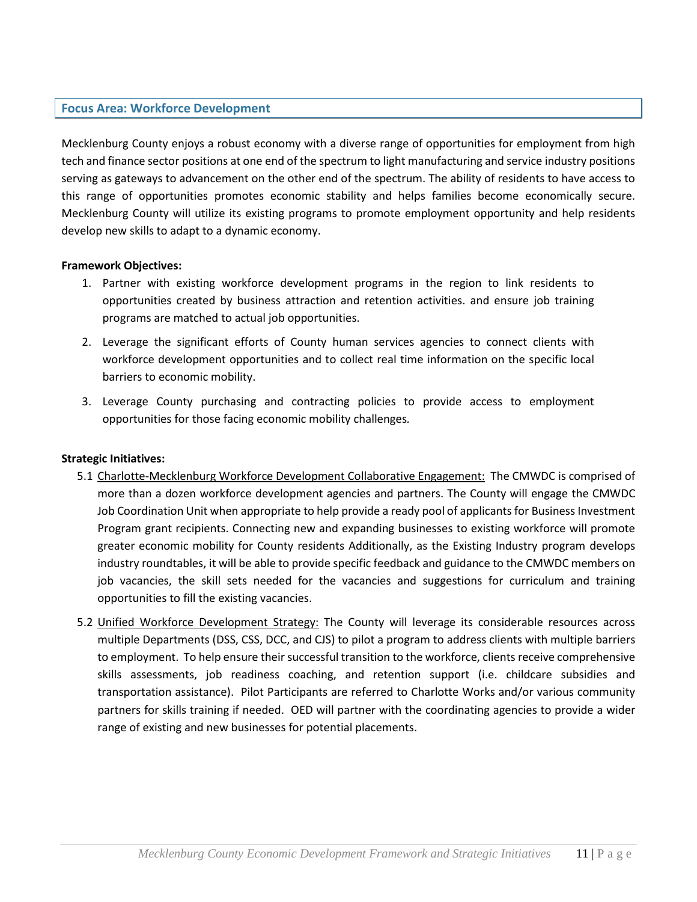## Focus Area: Workforce Development

Mecklenburg County enjoys a robust economy with a diverse range of opportunities for employment from high tech and finance sector positions at one end of the spectrum to light manufacturing and service industry positions serving as gateways to advancement on the other end of the spectrum. The ability of residents to have access to this range of opportunities promotes economic stability and helps families become economically secure. Mecklenburg County will utilize its existing programs to promote employment opportunity and help residents develop new skills to adapt to a dynamic economy.

**Framework Objectives:**

1. Partner with existing workforce development programs in the region to link residents to opportunities created by business attraction and retention activities. and ensure job training programs are matched to actual job opportunities.
2. Leverage the significant efforts of County human services agencies to connect clients with workforce development opportunities and to collect real time information on the specific local barriers to economic mobility.
3. Leverage County purchasing and contracting policies to provide access to employment opportunities for those facing economic mobility challenges.

**Strategic Initiatives:**

5.1 Charlotte-Mecklenburg Workforce Development Collaborative Engagement: The CMWDC is comprised of more than a dozen workforce development agencies and partners. The County will engage the CMWDC Job Coordination Unit when appropriate to help provide a ready pool of applicants for Business Investment Program grant recipients. Connecting new and expanding businesses to existing workforce will promote greater economic mobility for County residents Additionally, as the Existing Industry program develops industry roundtables, it will be able to provide specific feedback and guidance to the CMWDC members on job vacancies, the skill sets needed for the vacancies and suggestions for curriculum and training opportunities to fill the existing vacancies.

5.2 Unified Workforce Development Strategy: The County will leverage its considerable resources across multiple Departments (DSS, CSS, DCC, and CJS) to pilot a program to address clients with multiple barriers to employment. To help ensure their successful transition to the workforce, clients receive comprehensive skills assessments, job readiness coaching, and retention support (i.e. childcare subsidies and transportation assistance). Pilot Participants are referred to Charlotte Works and/or various community partners for skills training if needed. OED will partner with the coordinating agencies to provide a wider range of existing and new businesses for potential placements.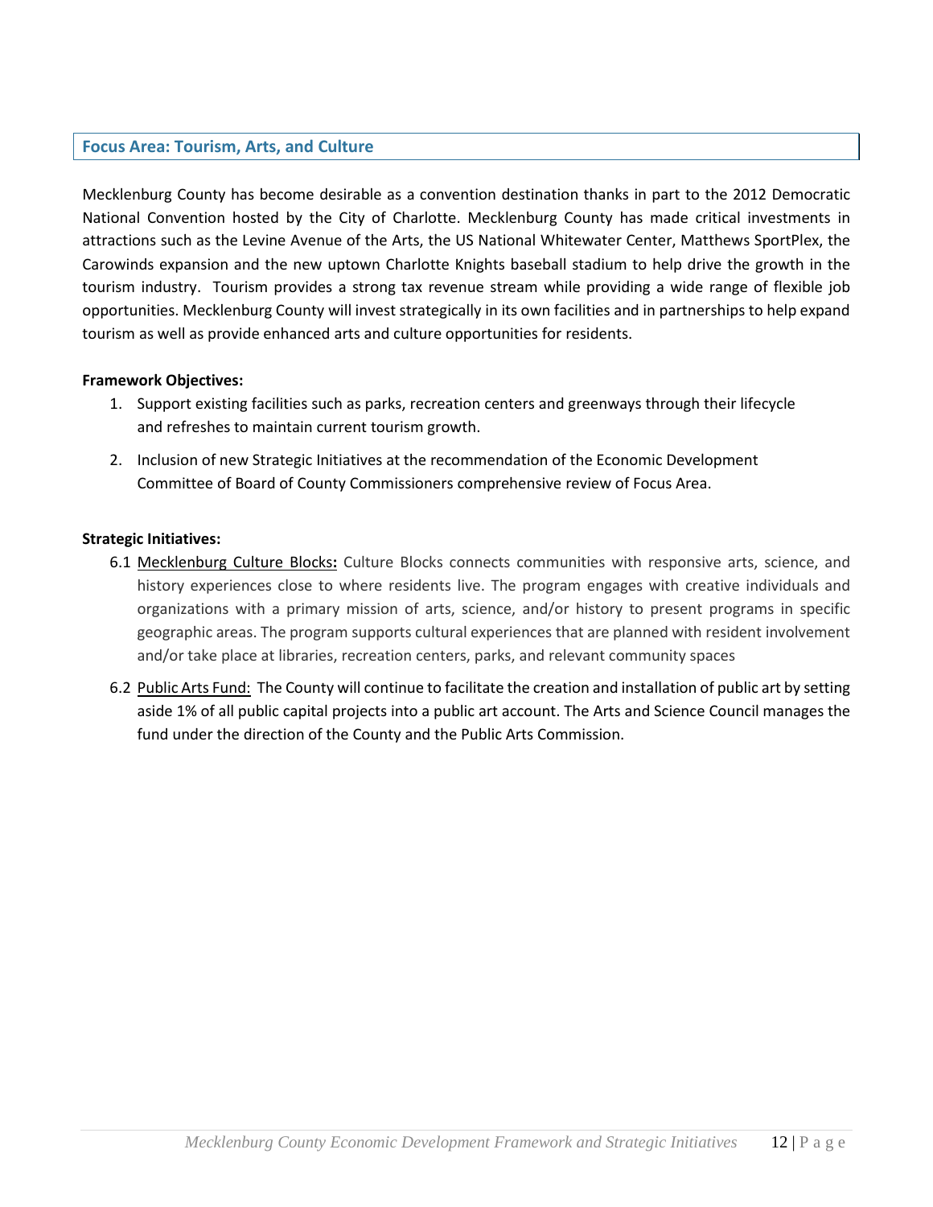## Focus Area: Tourism, Arts, and Culture

Mecklenburg County has become desirable as a convention destination thanks in part to the 2012 Democratic National Convention hosted by the City of Charlotte. Mecklenburg County has made critical investments in attractions such as the Levine Avenue of the Arts, the US National Whitewater Center, Matthews SportPlex, the Carowinds expansion and the new uptown Charlotte Knights baseball stadium to help drive the growth in the tourism industry. Tourism provides a strong tax revenue stream while providing a wide range of flexible job opportunities. Mecklenburg County will invest strategically in its own facilities and in partnerships to help expand tourism as well as provide enhanced arts and culture opportunities for residents.

**Framework Objectives:**

1. Support existing facilities such as parks, recreation centers and greenways through their lifecycle and refreshes to maintain current tourism growth.
2. Inclusion of new Strategic Initiatives at the recommendation of the Economic Development Committee of Board of County Commissioners comprehensive review of Focus Area.

**Strategic Initiatives:**

6.1 Mecklenburg Culture Blocks**:** Culture Blocks connects communities with responsive arts, science, and history experiences close to where residents live. The program engages with creative individuals and organizations with a primary mission of arts, science, and/or history to present programs in specific geographic areas. The program supports cultural experiences that are planned with resident involvement and/or take place at libraries, recreation centers, parks, and relevant community spaces

6.2 Public Arts Fund: The County will continue to facilitate the creation and installation of public art by setting aside 1% of all public capital projects into a public art account. The Arts and Science Council manages the fund under the direction of the County and the Public Arts Commission.